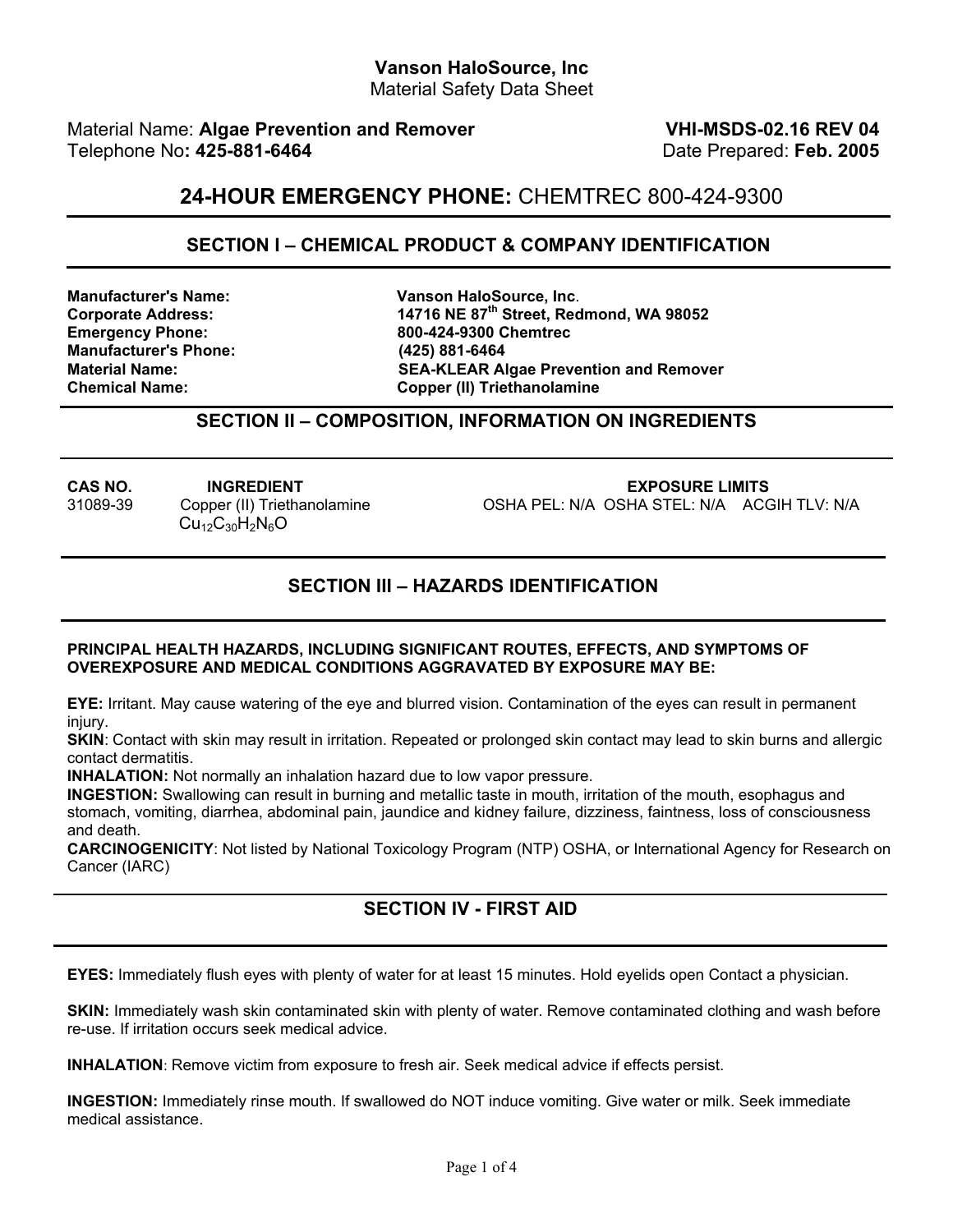**Vanson HaloSource, Inc**
Material Safety Data Sheet

Material Name: **Algae Prevention and Remover** **VHI-MSDS-02.16 REV 04**
Telephone No**: 425-881-6464** Date Prepared: **Feb. 2005**

## 24-HOUR EMERGENCY PHONE: CHEMTREC 800-424-9300

## SECTION I – CHEMICAL PRODUCT & COMPANY IDENTIFICATION

| | |
|---|---|
| **Manufacturer's Name:** | **Vanson HaloSource, Inc**. |
| **Corporate Address:** | **14716 NE 87th Street, Redmond, WA 98052** |
| **Emergency Phone:** | **800-424-9300 Chemtrec** |
| **Manufacturer's Phone:** | **(425) 881-6464** |
| **Material Name:** | **SEA-KLEAR Algae Prevention and Remover** |
| **Chemical Name:** | **Copper (II) Triethanolamine** |

## SECTION II – COMPOSITION, INFORMATION ON INGREDIENTS

| CAS NO. | INGREDIENT | EXPOSURE LIMITS |
|---|---|---|
| 31089-39 | Copper (II) Triethanolamine $Cu_{12}C_{30}H_2N_6O$ | OSHA PEL: N/A OSHA STEL: N/A ACGIH TLV: N/A |

## SECTION III – HAZARDS IDENTIFICATION

**PRINCIPAL HEALTH HAZARDS, INCLUDING SIGNIFICANT ROUTES, EFFECTS, AND SYMPTOMS OF OVEREXPOSURE AND MEDICAL CONDITIONS AGGRAVATED BY EXPOSURE MAY BE:**

**EYE:** Irritant. May cause watering of the eye and blurred vision. Contamination of the eyes can result in permanent injury.

**SKIN**: Contact with skin may result in irritation. Repeated or prolonged skin contact may lead to skin burns and allergic contact dermatitis.

**INHALATION:** Not normally an inhalation hazard due to low vapor pressure.

**INGESTION:** Swallowing can result in burning and metallic taste in mouth, irritation of the mouth, esophagus and stomach, vomiting, diarrhea, abdominal pain, jaundice and kidney failure, dizziness, faintness, loss of consciousness and death.

**CARCINOGENICITY**: Not listed by National Toxicology Program (NTP) OSHA, or International Agency for Research on Cancer (IARC)

## SECTION IV - FIRST AID

**EYES:** Immediately flush eyes with plenty of water for at least 15 minutes. Hold eyelids open Contact a physician.

**SKIN:** Immediately wash skin contaminated skin with plenty of water. Remove contaminated clothing and wash before re-use. If irritation occurs seek medical advice.

**INHALATION**: Remove victim from exposure to fresh air. Seek medical advice if effects persist.

**INGESTION:** Immediately rinse mouth. If swallowed do NOT induce vomiting. Give water or milk. Seek immediate medical assistance.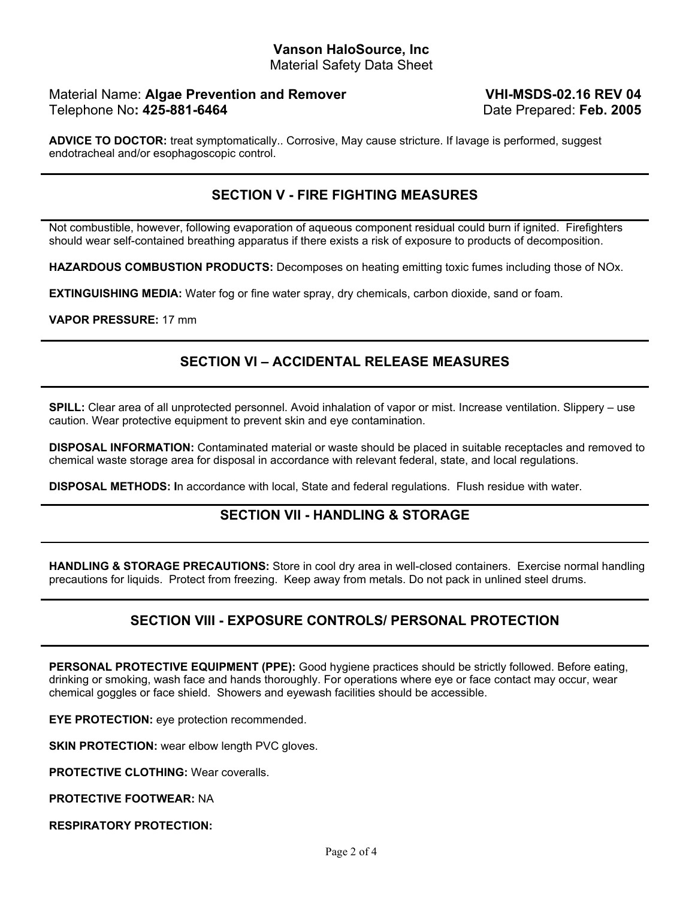**ADVICE TO DOCTOR:** treat symptomatically.. Corrosive, May cause stricture. If lavage is performed, suggest endotracheal and/or esophagoscopic control.

## SECTION V - FIRE FIGHTING MEASURES

Not combustible, however, following evaporation of aqueous component residual could burn if ignited. Firefighters should wear self-contained breathing apparatus if there exists a risk of exposure to products of decomposition.

**HAZARDOUS COMBUSTION PRODUCTS:** Decomposes on heating emitting toxic fumes including those of NOx.

**EXTINGUISHING MEDIA:** Water fog or fine water spray, dry chemicals, carbon dioxide, sand or foam.

**VAPOR PRESSURE:** 17 mm

## SECTION VI – ACCIDENTAL RELEASE MEASURES

**SPILL:** Clear area of all unprotected personnel. Avoid inhalation of vapor or mist. Increase ventilation. Slippery – use caution. Wear protective equipment to prevent skin and eye contamination.

**DISPOSAL INFORMATION:** Contaminated material or waste should be placed in suitable receptacles and removed to chemical waste storage area for disposal in accordance with relevant federal, state, and local regulations.

**DISPOSAL METHODS:** In accordance with local, State and federal regulations. Flush residue with water.

## SECTION VII - HANDLING & STORAGE

**HANDLING & STORAGE PRECAUTIONS:** Store in cool dry area in well-closed containers. Exercise normal handling precautions for liquids. Protect from freezing. Keep away from metals. Do not pack in unlined steel drums.

## SECTION VIII - EXPOSURE CONTROLS/ PERSONAL PROTECTION

**PERSONAL PROTECTIVE EQUIPMENT (PPE):** Good hygiene practices should be strictly followed. Before eating, drinking or smoking, wash face and hands thoroughly. For operations where eye or face contact may occur, wear chemical goggles or face shield. Showers and eyewash facilities should be accessible.

**EYE PROTECTION:** eye protection recommended.

**SKIN PROTECTION:** wear elbow length PVC gloves.

**PROTECTIVE CLOTHING:** Wear coveralls.

**PROTECTIVE FOOTWEAR:** NA

**RESPIRATORY PROTECTION:**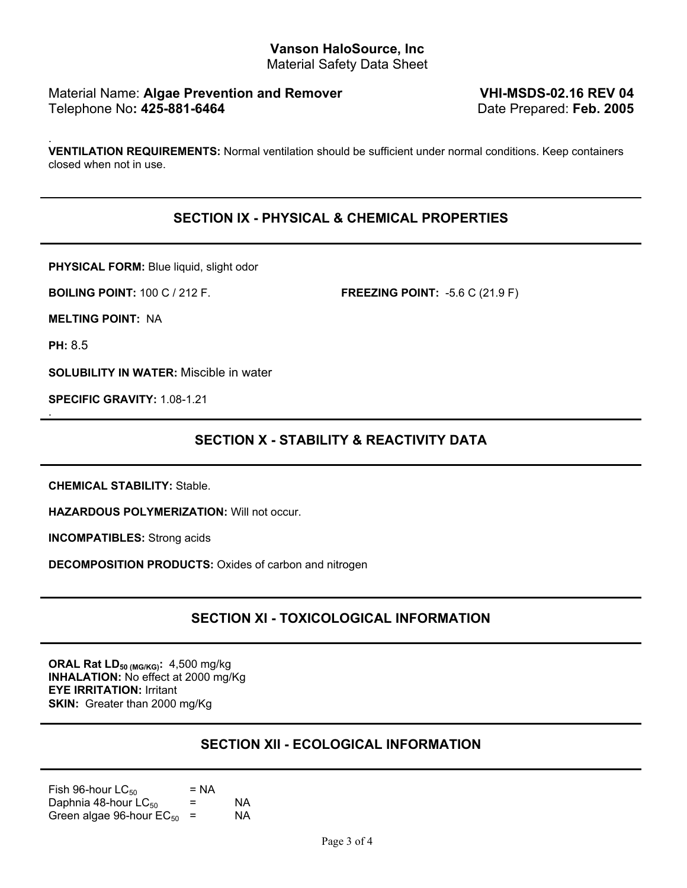**VENTILATION REQUIREMENTS:** Normal ventilation should be sufficient under normal conditions. Keep containers closed when not in use.

## SECTION IX - PHYSICAL & CHEMICAL PROPERTIES

**PHYSICAL FORM:** Blue liquid, slight odor

**BOILING POINT:** 100 C / 212 F.

**FREEZING POINT:** -5.6 C (21.9 F)

**MELTING POINT:** NA

**PH:** 8.5

**SOLUBILITY IN WATER:** Miscible in water

**SPECIFIC GRAVITY:** 1.08-1.21

## SECTION X - STABILITY & REACTIVITY DATA

**CHEMICAL STABILITY:** Stable.

**HAZARDOUS POLYMERIZATION:** Will not occur.

**INCOMPATIBLES:** Strong acids

**DECOMPOSITION PRODUCTS:** Oxides of carbon and nitrogen

## SECTION XI - TOXICOLOGICAL INFORMATION

**ORAL Rat $LD_{50}$ (MG/KG):** 4,500 mg/kg
**INHALATION:** No effect at 2000 mg/Kg
**EYE IRRITATION:** Irritant
**SKIN:** Greater than 2000 mg/Kg

## SECTION XII - ECOLOGICAL INFORMATION

Fish 96-hour $LC_{50}$ = NA
Daphnia 48-hour $LC_{50}$ = NA
Green algae 96-hour $EC_{50}$ = NA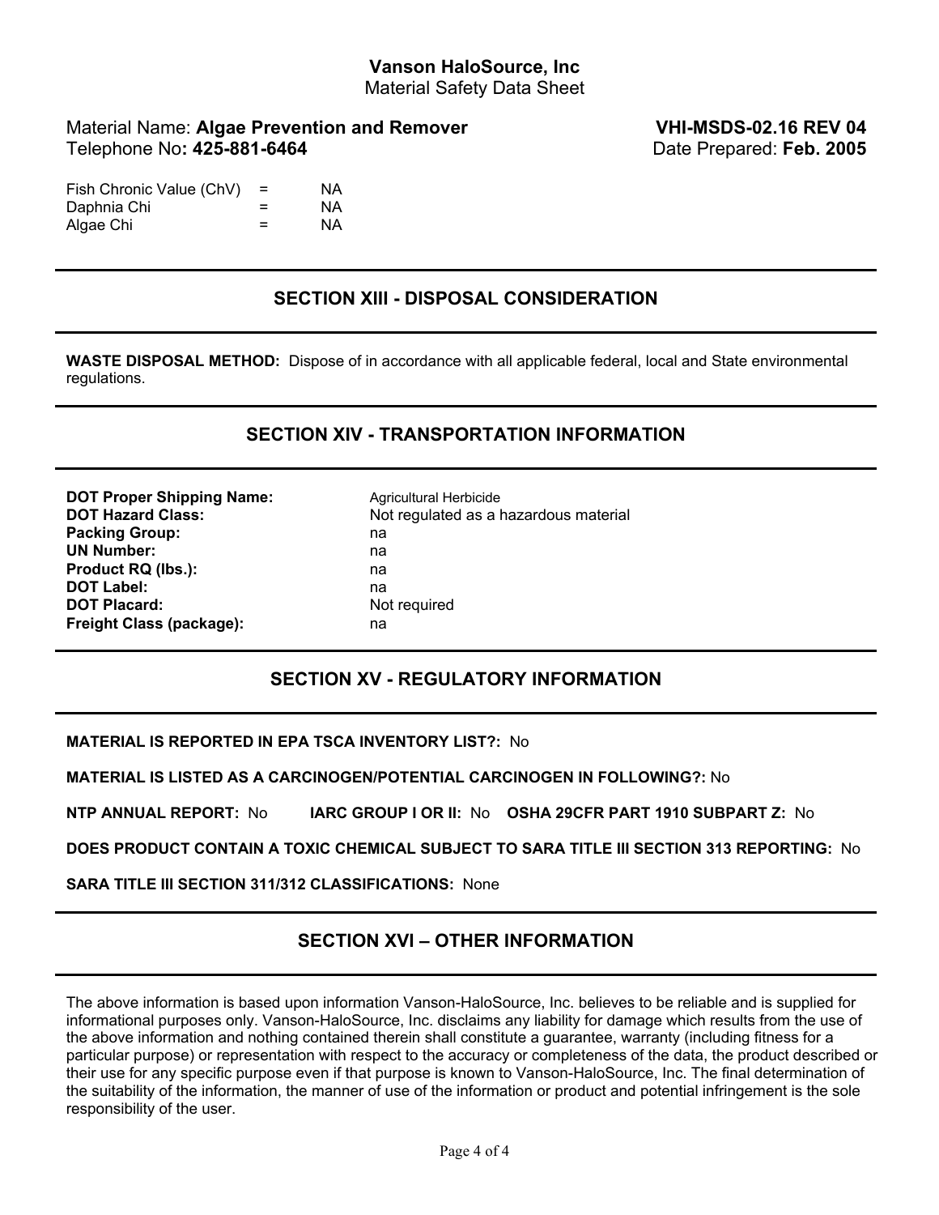Fish Chronic Value (ChV) = NA
Daphnia Chi = NA
Algae Chi = NA

## SECTION XIII - DISPOSAL CONSIDERATION

**WASTE DISPOSAL METHOD:** Dispose of in accordance with all applicable federal, local and State environmental regulations.

## SECTION XIV - TRANSPORTATION INFORMATION

| | |
|---|---|
| **DOT Proper Shipping Name:** | Agricultural Herbicide |
| **DOT Hazard Class:** | Not regulated as a hazardous material |
| **Packing Group:** | na |
| **UN Number:** | na |
| **Product RQ (lbs.):** | na |
| **DOT Label:** | na |
| **DOT Placard:** | Not required |
| **Freight Class (package):** | na |

## SECTION XV - REGULATORY INFORMATION

**MATERIAL IS REPORTED IN EPA TSCA INVENTORY LIST?:** No

**MATERIAL IS LISTED AS A CARCINOGEN/POTENTIAL CARCINOGEN IN FOLLOWING?:** No

**NTP ANNUAL REPORT:** No **IARC GROUP I OR II:** No **OSHA 29CFR PART 1910 SUBPART Z:** No

**DOES PRODUCT CONTAIN A TOXIC CHEMICAL SUBJECT TO SARA TITLE III SECTION 313 REPORTING:** No

**SARA TITLE III SECTION 311/312 CLASSIFICATIONS:** None

## SECTION XVI – OTHER INFORMATION

The above information is based upon information Vanson-HaloSource, Inc. believes to be reliable and is supplied for informational purposes only. Vanson-HaloSource, Inc. disclaims any liability for damage which results from the use of the above information and nothing contained therein shall constitute a guarantee, warranty (including fitness for a particular purpose) or representation with respect to the accuracy or completeness of the data, the product described or their use for any specific purpose even if that purpose is known to Vanson-HaloSource, Inc. The final determination of the suitability of the information, the manner of use of the information or product and potential infringement is the sole responsibility of the user.